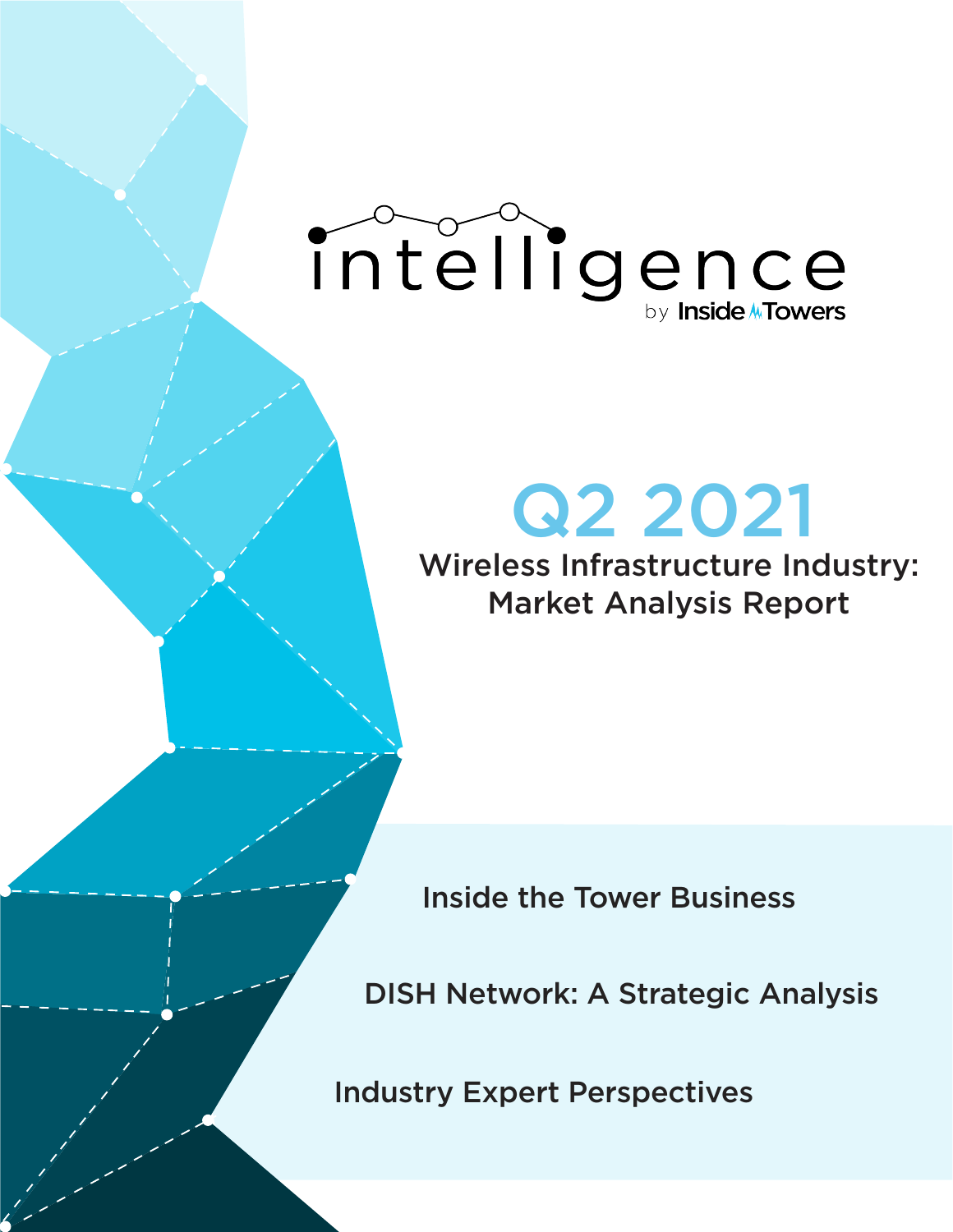# intelligence

by Inside Towers

# Q2 2021

## Wireless Infrastructure Industry: Market Analysis Report

Inside the Tower Business

DISH Network: A Strategic Analysis

Industry Expert Perspectives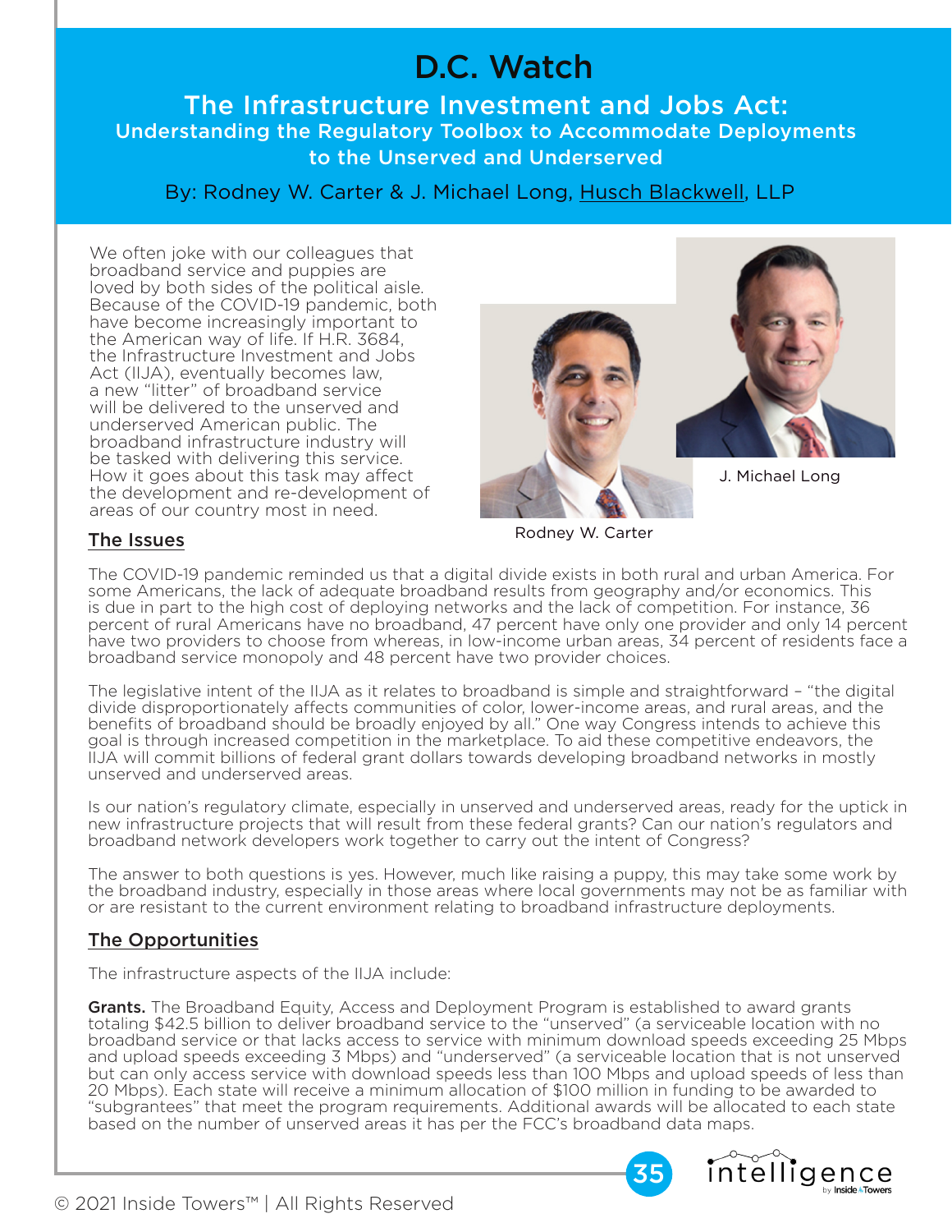# D.C. Watch

## The Infrastructure Investment and Jobs Act: Understanding the Regulatory Toolbox to Accommodate Deployments to the Unserved and Underserved

By: Rodney W. Carter & J. Michael Long, Husch Blackwell, LLP

We often joke with our colleagues that broadband service and puppies are loved by both sides of the political aisle. Because of the COVID-19 pandemic, both have become increasingly important to the American way of life. If H.R. 3684, the Infrastructure Investment and Jobs Act (IIJA), eventually becomes law, a new "litter" of broadband service will be delivered to the unserved and underserved American public. The broadband infrastructure industry will be tasked with delivering this service. How it goes about this task may affect the development and re-development of areas of our country most in need.

J. Michael Long

Rodney W. Carter

### The Issues

The COVID-19 pandemic reminded us that a digital divide exists in both rural and urban America. For some Americans, the lack of adequate broadband results from geography and/or economics. This is due in part to the high cost of deploying networks and the lack of competition. For instance, 36 percent of rural Americans have no broadband, 47 percent have only one provider and only 14 percent have two providers to choose from whereas, in low-income urban areas, 34 percent of residents face a broadband service monopoly and 48 percent have two provider choices.

The legislative intent of the IIJA as it relates to broadband is simple and straightforward – "the digital divide disproportionately affects communities of color, lower-income areas, and rural areas, and the benefits of broadband should be broadly enjoyed by all." One way Congress intends to achieve this goal is through increased competition in the marketplace. To aid these competitive endeavors, the IIJA will commit billions of federal grant dollars towards developing broadband networks in mostly unserved and underserved areas.

Is our nation's regulatory climate, especially in unserved and underserved areas, ready for the uptick in new infrastructure projects that will result from these federal grants? Can our nation's regulators and broadband network developers work together to carry out the intent of Congress?

The answer to both questions is yes. However, much like raising a puppy, this may take some work by the broadband industry, especially in those areas where local governments may not be as familiar with or are resistant to the current environment relating to broadband infrastructure deployments.

### The Opportunities

The infrastructure aspects of the IIJA include:

**Grants.** The Broadband Equity, Access and Deployment Program is established to award grants totaling $42.5 billion to deliver broadband service to the "unserved" (a serviceable location with no broadband service or that lacks access to service with minimum download speeds exceeding 25 Mbps and upload speeds exceeding 3 Mbps) and "underserved" (a serviceable location that is not unserved but can only access service with download speeds less than 100 Mbps and upload speeds of less than 20 Mbps). Each state will receive a minimum allocation of $100 million in funding to be awarded to "subgrantees" that meet the program requirements. Additional awards will be allocated to each state based on the number of unserved areas it has per the FCC's broadband data maps.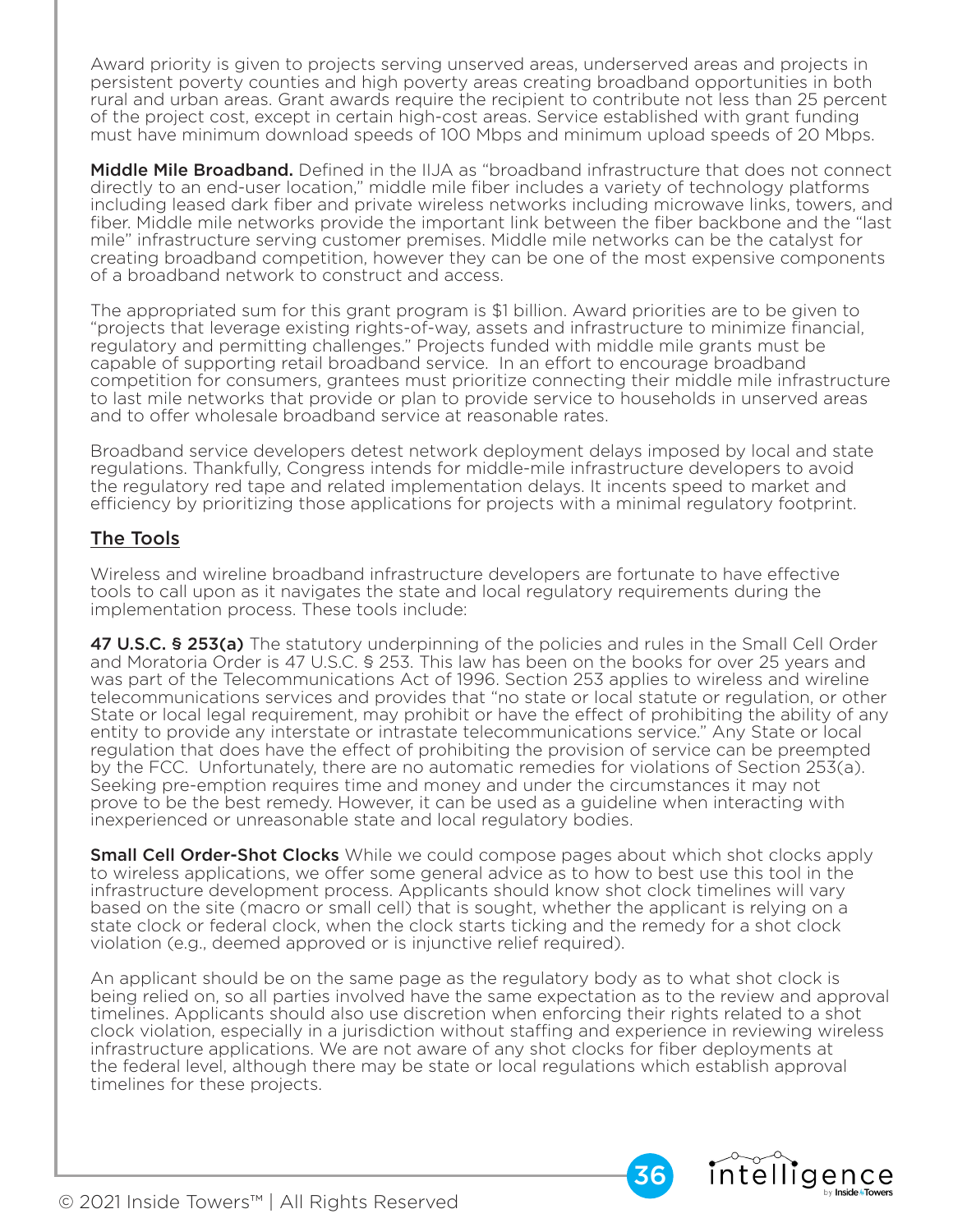Award priority is given to projects serving unserved areas, underserved areas and projects in persistent poverty counties and high poverty areas creating broadband opportunities in both rural and urban areas. Grant awards require the recipient to contribute not less than 25 percent of the project cost, except in certain high-cost areas. Service established with grant funding must have minimum download speeds of 100 Mbps and minimum upload speeds of 20 Mbps.

**Middle Mile Broadband.** Defined in the IIJA as "broadband infrastructure that does not connect directly to an end-user location," middle mile fiber includes a variety of technology platforms including leased dark fiber and private wireless networks including microwave links, towers, and fiber. Middle mile networks provide the important link between the fiber backbone and the "last mile" infrastructure serving customer premises. Middle mile networks can be the catalyst for creating broadband competition, however they can be one of the most expensive components of a broadband network to construct and access.

The appropriated sum for this grant program is $1 billion. Award priorities are to be given to "projects that leverage existing rights-of-way, assets and infrastructure to minimize financial, regulatory and permitting challenges." Projects funded with middle mile grants must be capable of supporting retail broadband service. In an effort to encourage broadband competition for consumers, grantees must prioritize connecting their middle mile infrastructure to last mile networks that provide or plan to provide service to households in unserved areas and to offer wholesale broadband service at reasonable rates.

Broadband service developers detest network deployment delays imposed by local and state regulations. Thankfully, Congress intends for middle-mile infrastructure developers to avoid the regulatory red tape and related implementation delays. It incents speed to market and efficiency by prioritizing those applications for projects with a minimal regulatory footprint.

## The Tools

Wireless and wireline broadband infrastructure developers are fortunate to have effective tools to call upon as it navigates the state and local regulatory requirements during the implementation process. These tools include:

**47 U.S.C. § 253(a)** The statutory underpinning of the policies and rules in the Small Cell Order and Moratoria Order is 47 U.S.C. § 253. This law has been on the books for over 25 years and was part of the Telecommunications Act of 1996. Section 253 applies to wireless and wireline telecommunications services and provides that "no state or local statute or regulation, or other State or local legal requirement, may prohibit or have the effect of prohibiting the ability of any entity to provide any interstate or intrastate telecommunications service." Any State or local regulation that does have the effect of prohibiting the provision of service can be preempted by the FCC. Unfortunately, there are no automatic remedies for violations of Section 253(a). Seeking pre-emption requires time and money and under the circumstances it may not prove to be the best remedy. However, it can be used as a guideline when interacting with inexperienced or unreasonable state and local regulatory bodies.

**Small Cell Order-Shot Clocks** While we could compose pages about which shot clocks apply to wireless applications, we offer some general advice as to how to best use this tool in the infrastructure development process. Applicants should know shot clock timelines will vary based on the site (macro or small cell) that is sought, whether the applicant is relying on a state clock or federal clock, when the clock starts ticking and the remedy for a shot clock violation (e.g., deemed approved or is injunctive relief required).

An applicant should be on the same page as the regulatory body as to what shot clock is being relied on, so all parties involved have the same expectation as to the review and approval timelines. Applicants should also use discretion when enforcing their rights related to a shot clock violation, especially in a jurisdiction without staffing and experience in reviewing wireless infrastructure applications. We are not aware of any shot clocks for fiber deployments at the federal level, although there may be state or local regulations which establish approval timelines for these projects.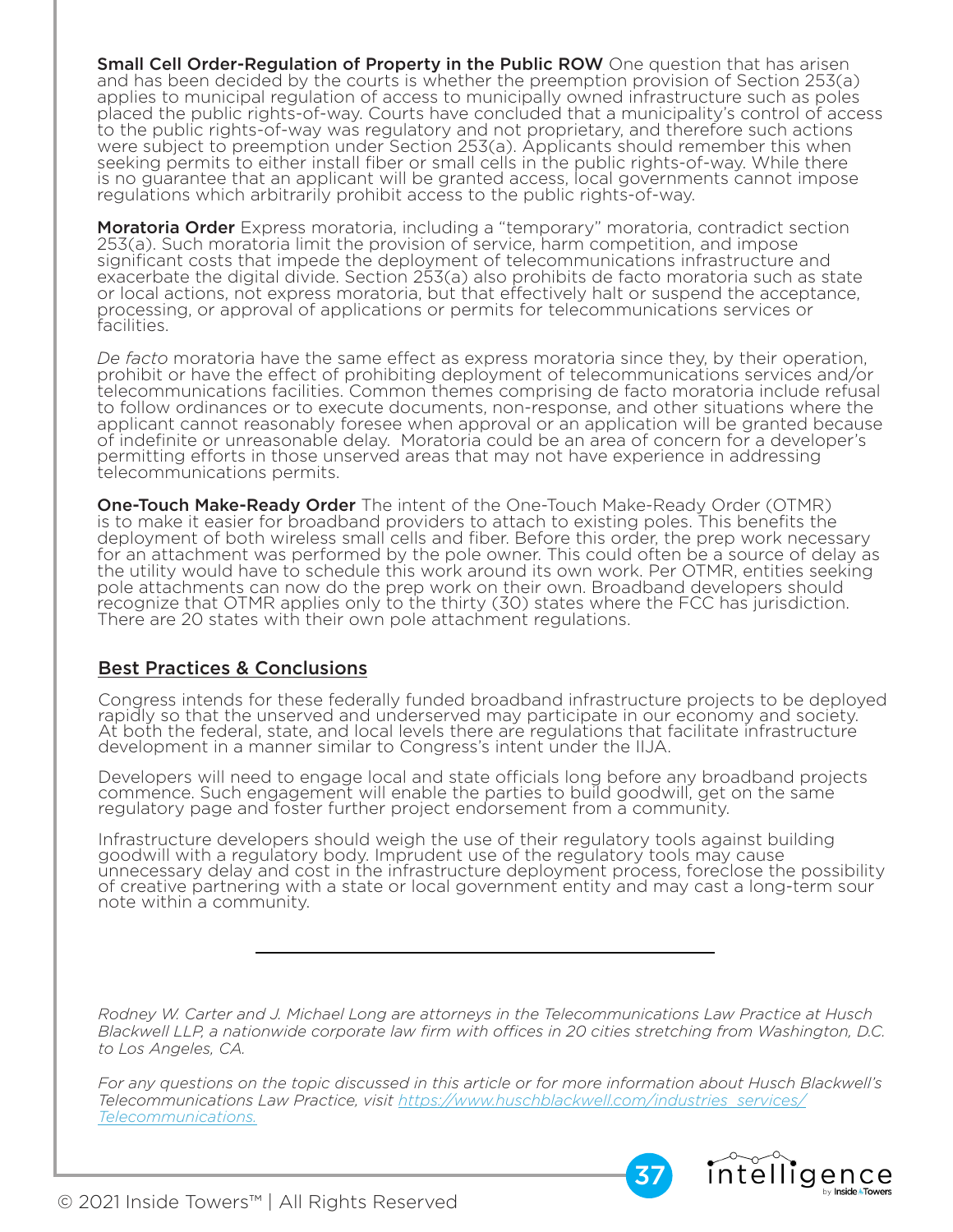**Small Cell Order-Regulation of Property in the Public ROW** One question that has arisen and has been decided by the courts is whether the preemption provision of Section 253(a) applies to municipal regulation of access to municipally owned infrastructure such as poles placed the public rights-of-way. Courts have concluded that a municipality's control of access to the public rights-of-way was regulatory and not proprietary, and therefore such actions were subject to preemption under Section 253(a). Applicants should remember this when seeking permits to either install fiber or small cells in the public rights-of-way. While there is no guarantee that an applicant will be granted access, local governments cannot impose regulations which arbitrarily prohibit access to the public rights-of-way.

**Moratoria Order** Express moratoria, including a "temporary" moratoria, contradict section 253(a). Such moratoria limit the provision of service, harm competition, and impose significant costs that impede the deployment of telecommunications infrastructure and exacerbate the digital divide. Section 253(a) also prohibits de facto moratoria such as state or local actions, not express moratoria, but that effectively halt or suspend the acceptance, processing, or approval of applications or permits for telecommunications services or facilities.

*De facto* moratoria have the same effect as express moratoria since they, by their operation, prohibit or have the effect of prohibiting deployment of telecommunications services and/or telecommunications facilities. Common themes comprising de facto moratoria include refusal to follow ordinances or to execute documents, non-response, and other situations where the applicant cannot reasonably foresee when approval or an application will be granted because of indefinite or unreasonable delay. Moratoria could be an area of concern for a developer's permitting efforts in those unserved areas that may not have experience in addressing telecommunications permits.

**One-Touch Make-Ready Order** The intent of the One-Touch Make-Ready Order (OTMR) is to make it easier for broadband providers to attach to existing poles. This benefits the deployment of both wireless small cells and fiber. Before this order, the prep work necessary for an attachment was performed by the pole owner. This could often be a source of delay as the utility would have to schedule this work around its own work. Per OTMR, entities seeking pole attachments can now do the prep work on their own. Broadband developers should recognize that OTMR applies only to the thirty (30) states where the FCC has jurisdiction. There are 20 states with their own pole attachment regulations.

## Best Practices & Conclusions

Congress intends for these federally funded broadband infrastructure projects to be deployed rapidly so that the unserved and underserved may participate in our economy and society. At both the federal, state, and local levels there are regulations that facilitate infrastructure development in a manner similar to Congress's intent under the IIJA.

Developers will need to engage local and state officials long before any broadband projects commence. Such engagement will enable the parties to build goodwill, get on the same regulatory page and foster further project endorsement from a community.

Infrastructure developers should weigh the use of their regulatory tools against building goodwill with a regulatory body. Imprudent use of the regulatory tools may cause unnecessary delay and cost in the infrastructure deployment process, foreclose the possibility of creative partnering with a state or local government entity and may cast a long-term sour note within a community.

---

*Rodney W. Carter and J. Michael Long are attorneys in the Telecommunications Law Practice at Husch Blackwell LLP, a nationwide corporate law firm with offices in 20 cities stretching from Washington, D.C. to Los Angeles, CA.*

*For any questions on the topic discussed in this article or for more information about Husch Blackwell's Telecommunications Law Practice, visit https://www.huschblackwell.com/industries_services/Telecommunications.*